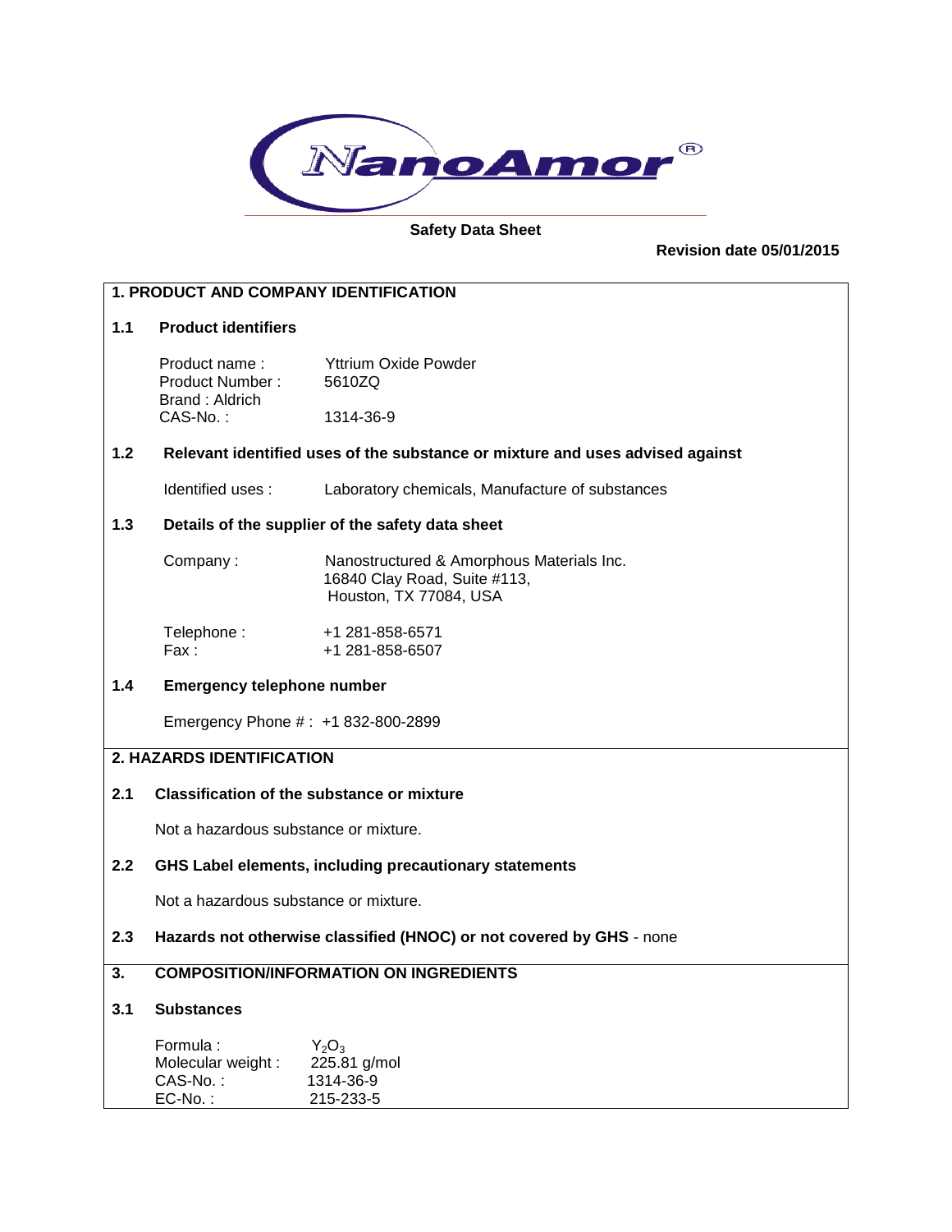NanoAmor®

**Safety Data Sheet**

**Revision date 05/01/2015**

## 1. PRODUCT AND COMPANY IDENTIFICATION

### 1.1 Product identifiers

Product name : Yttrium Oxide Powder
Product Number : 5610ZQ
Brand : Aldrich
CAS-No. : 1314-36-9

### 1.2 Relevant identified uses of the substance or mixture and uses advised against

Identified uses : Laboratory chemicals, Manufacture of substances

### 1.3 Details of the supplier of the safety data sheet

Company : Nanostructured & Amorphous Materials Inc.
16840 Clay Road, Suite #113,
Houston, TX 77084, USA

Telephone : +1 281-858-6571
Fax : +1 281-858-6507

### 1.4 Emergency telephone number

Emergency Phone # : +1 832-800-2899

## 2. HAZARDS IDENTIFICATION

### 2.1 Classification of the substance or mixture

Not a hazardous substance or mixture.

### 2.2 GHS Label elements, including precautionary statements

Not a hazardous substance or mixture.

### 2.3 Hazards not otherwise classified (HNOC) or not covered by GHS - none

## 3. COMPOSITION/INFORMATION ON INGREDIENTS

### 3.1 Substances

Formula : $Y_2O_3$
Molecular weight : 225.81 g/mol
CAS-No. : 1314-36-9
EC-No. : 215-233-5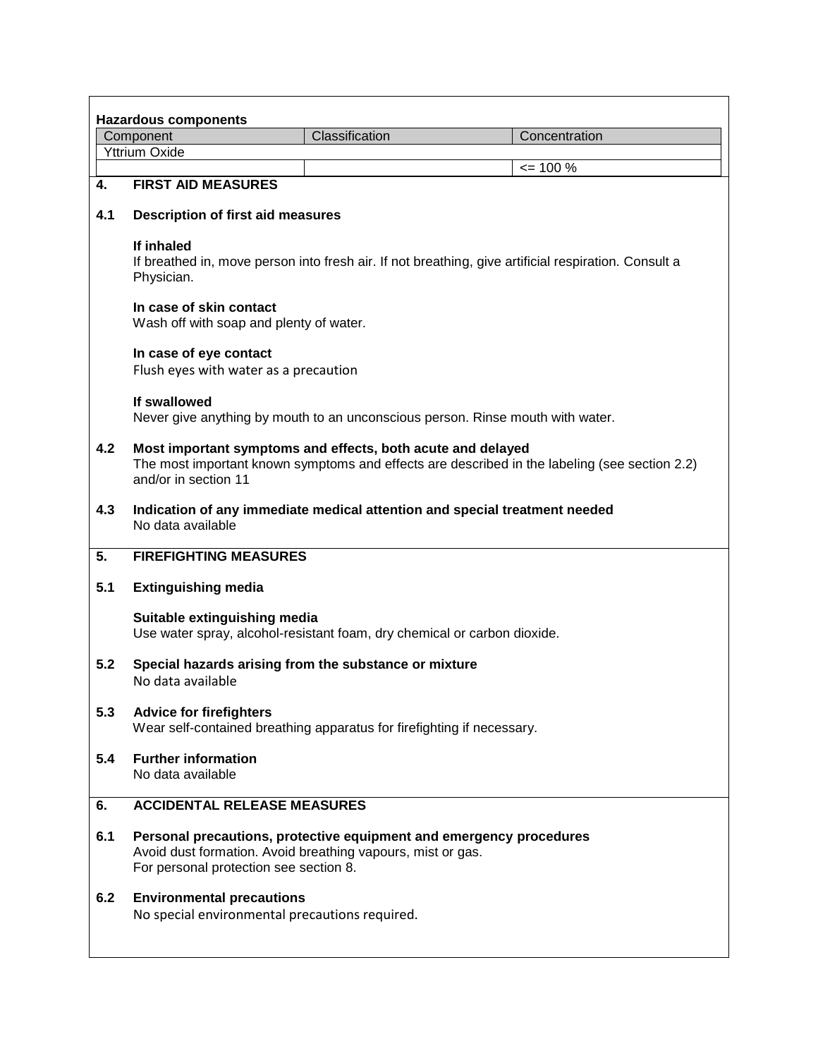**Hazardous components**

| Component | Classification | Concentration |
|---|---|---|
| Yttrium Oxide | | |
| | | <= 100 % |

## 4. FIRST AID MEASURES

### 4.1 Description of first aid measures

**If inhaled**
If breathed in, move person into fresh air. If not breathing, give artificial respiration. Consult a Physician.

**In case of skin contact**
Wash off with soap and plenty of water.

**In case of eye contact**
Flush eyes with water as a precaution

**If swallowed**
Never give anything by mouth to an unconscious person. Rinse mouth with water.

### 4.2 Most important symptoms and effects, both acute and delayed

The most important known symptoms and effects are described in the labeling (see section 2.2) and/or in section 11

### 4.3 Indication of any immediate medical attention and special treatment needed

No data available

## 5. FIREFIGHTING MEASURES

### 5.1 Extinguishing media

**Suitable extinguishing media**
Use water spray, alcohol-resistant foam, dry chemical or carbon dioxide.

### 5.2 Special hazards arising from the substance or mixture

No data available

### 5.3 Advice for firefighters

Wear self-contained breathing apparatus for firefighting if necessary.

### 5.4 Further information

No data available

## 6. ACCIDENTAL RELEASE MEASURES

### 6.1 Personal precautions, protective equipment and emergency procedures

Avoid dust formation. Avoid breathing vapours, mist or gas.
For personal protection see section 8.

### 6.2 Environmental precautions

No special environmental precautions required.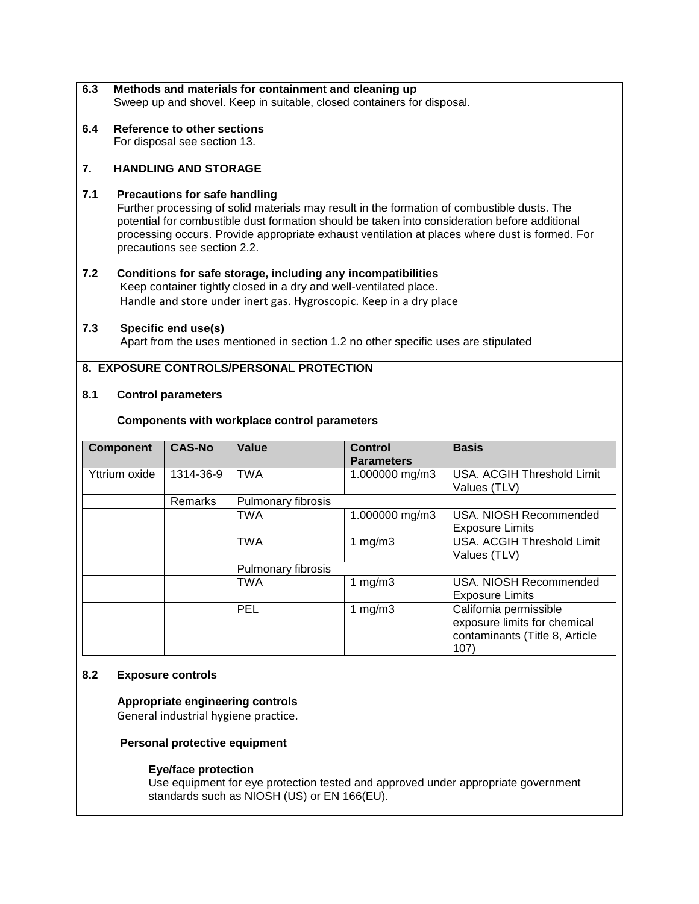**6.3 Methods and materials for containment and cleaning up**

Sweep up and shovel. Keep in suitable, closed containers for disposal.

**6.4 Reference to other sections**

For disposal see section 13.

## 7. HANDLING AND STORAGE

**7.1 Precautions for safe handling**

Further processing of solid materials may result in the formation of combustible dusts. The potential for combustible dust formation should be taken into consideration before additional processing occurs. Provide appropriate exhaust ventilation at places where dust is formed. For precautions see section 2.2.

**7.2 Conditions for safe storage, including any incompatibilities**

Keep container tightly closed in a dry and well-ventilated place.
Handle and store under inert gas. Hygroscopic. Keep in a dry place

**7.3 Specific end use(s)**

Apart from the uses mentioned in section 1.2 no other specific uses are stipulated

## 8. EXPOSURE CONTROLS/PERSONAL PROTECTION

**8.1 Control parameters**

**Components with workplace control parameters**

| Component | CAS-No | Value | Control Parameters | Basis |
|---|---|---|---|---|
| Yttrium oxide | 1314-36-9 | TWA | 1.000000 mg/m3 | USA. ACGIH Threshold Limit Values (TLV) |
| | Remarks | Pulmonary fibrosis | | |
| | | TWA | 1.000000 mg/m3 | USA. NIOSH Recommended Exposure Limits |
| | | TWA | 1 mg/m3 | USA. ACGIH Threshold Limit Values (TLV) |
| | | Pulmonary fibrosis | | |
| | | TWA | 1 mg/m3 | USA. NIOSH Recommended Exposure Limits |
| | | PEL | 1 mg/m3 | California permissible exposure limits for chemical contaminants (Title 8, Article 107) |

**8.2 Exposure controls**

**Appropriate engineering controls**

General industrial hygiene practice.

**Personal protective equipment**

**Eye/face protection**

Use equipment for eye protection tested and approved under appropriate government standards such as NIOSH (US) or EN 166(EU).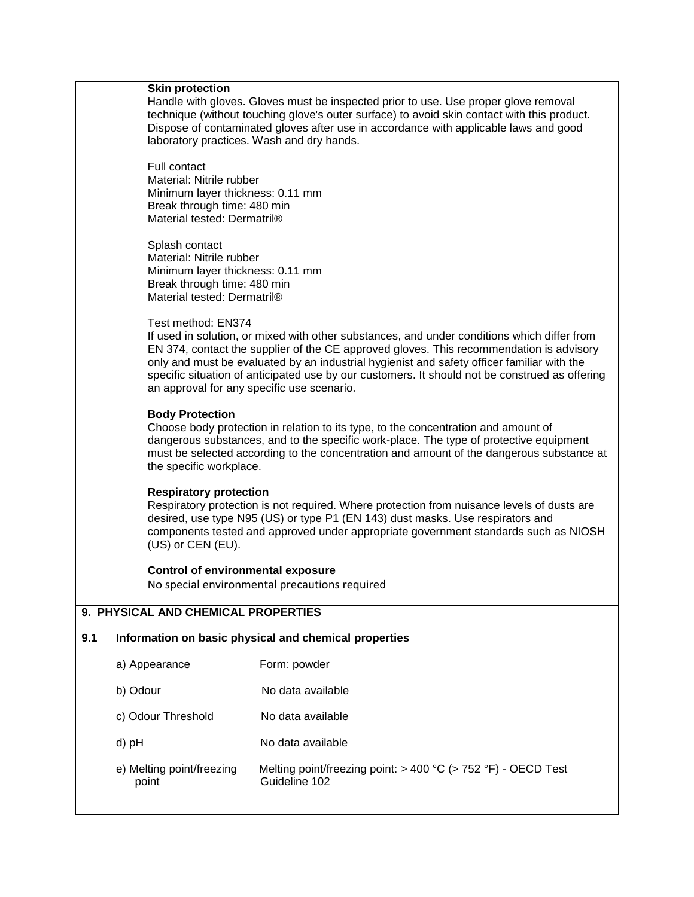**Skin protection**

Handle with gloves. Gloves must be inspected prior to use. Use proper glove removal technique (without touching glove's outer surface) to avoid skin contact with this product. Dispose of contaminated gloves after use in accordance with applicable laws and good laboratory practices. Wash and dry hands.

Full contact
Material: Nitrile rubber
Minimum layer thickness: 0.11 mm
Break through time: 480 min
Material tested: Dermatril®

Splash contact
Material: Nitrile rubber
Minimum layer thickness: 0.11 mm
Break through time: 480 min
Material tested: Dermatril®

Test method: EN374
If used in solution, or mixed with other substances, and under conditions which differ from EN 374, contact the supplier of the CE approved gloves. This recommendation is advisory only and must be evaluated by an industrial hygienist and safety officer familiar with the specific situation of anticipated use by our customers. It should not be construed as offering an approval for any specific use scenario.

**Body Protection**

Choose body protection in relation to its type, to the concentration and amount of dangerous substances, and to the specific work-place. The type of protective equipment must be selected according to the concentration and amount of the dangerous substance at the specific workplace.

**Respiratory protection**

Respiratory protection is not required. Where protection from nuisance levels of dusts are desired, use type N95 (US) or type P1 (EN 143) dust masks. Use respirators and components tested and approved under appropriate government standards such as NIOSH (US) or CEN (EU).

**Control of environmental exposure**

No special environmental precautions required

## 9. PHYSICAL AND CHEMICAL PROPERTIES

### 9.1 Information on basic physical and chemical properties

| | |
|---|---|
| a) Appearance | Form: powder |
| b) Odour | No data available |
| c) Odour Threshold | No data available |
| d) pH | No data available |
| e) Melting point/freezing point | Melting point/freezing point: > 400 °C (> 752 °F) - OECD Test Guideline 102 |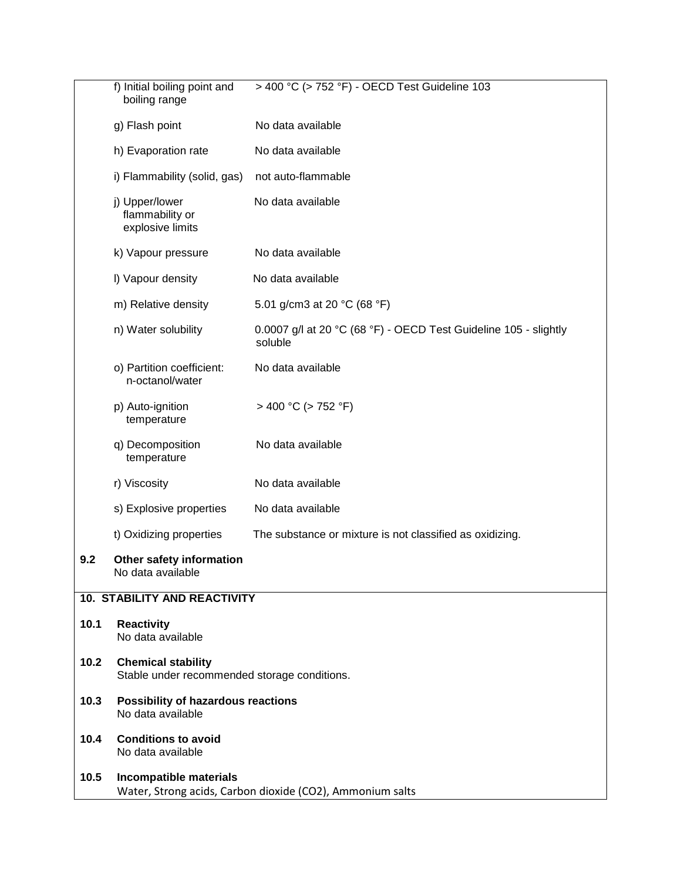| | |
|---|---|
| f) Initial boiling point and boiling range | > 400 °C (> 752 °F) - OECD Test Guideline 103 |
| g) Flash point | No data available |
| h) Evaporation rate | No data available |
| i) Flammability (solid, gas) | not auto-flammable |
| j) Upper/lower flammability or explosive limits | No data available |
| k) Vapour pressure | No data available |
| l) Vapour density | No data available |
| m) Relative density | 5.01 g/cm3 at 20 °C (68 °F) |
| n) Water solubility | 0.0007 g/l at 20 °C (68 °F) - OECD Test Guideline 105 - slightly soluble |
| o) Partition coefficient: n-octanol/water | No data available |
| p) Auto-ignition temperature | > 400 °C (> 752 °F) |
| q) Decomposition temperature | No data available |
| r) Viscosity | No data available |
| s) Explosive properties | No data available |
| t) Oxidizing properties | The substance or mixture is not classified as oxidizing. |

**9.2 Other safety information**
No data available

## 10. STABILITY AND REACTIVITY

**10.1 Reactivity**
No data available

**10.2 Chemical stability**
Stable under recommended storage conditions.

**10.3 Possibility of hazardous reactions**
No data available

**10.4 Conditions to avoid**
No data available

**10.5 Incompatible materials**
Water, Strong acids, Carbon dioxide ($CO_2$), Ammonium salts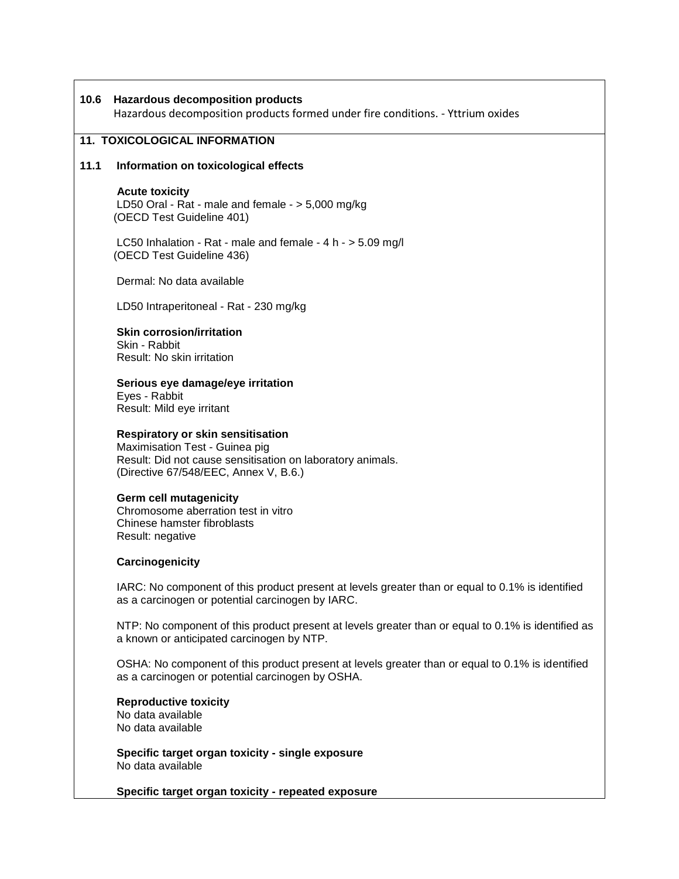## 10.6 Hazardous decomposition products

Hazardous decomposition products formed under fire conditions. - Yttrium oxides

# 11. TOXICOLOGICAL INFORMATION

## 11.1 Information on toxicological effects

**Acute toxicity**

LD50 Oral - Rat - male and female - > 5,000 mg/kg
(OECD Test Guideline 401)

LC50 Inhalation - Rat - male and female - 4 h - > 5.09 mg/l
(OECD Test Guideline 436)

Dermal: No data available

LD50 Intraperitoneal - Rat - 230 mg/kg

**Skin corrosion/irritation**

Skin - Rabbit
Result: No skin irritation

**Serious eye damage/eye irritation**

Eyes - Rabbit
Result: Mild eye irritant

**Respiratory or skin sensitisation**

Maximisation Test - Guinea pig
Result: Did not cause sensitisation on laboratory animals.
(Directive 67/548/EEC, Annex V, B.6.)

**Germ cell mutagenicity**

Chromosome aberration test in vitro
Chinese hamster fibroblasts
Result: negative

**Carcinogenicity**

IARC: No component of this product present at levels greater than or equal to 0.1% is identified as a carcinogen or potential carcinogen by IARC.

NTP: No component of this product present at levels greater than or equal to 0.1% is identified as a known or anticipated carcinogen by NTP.

OSHA: No component of this product present at levels greater than or equal to 0.1% is identified as a carcinogen or potential carcinogen by OSHA.

**Reproductive toxicity**

No data available
No data available

**Specific target organ toxicity - single exposure**

No data available

**Specific target organ toxicity - repeated exposure**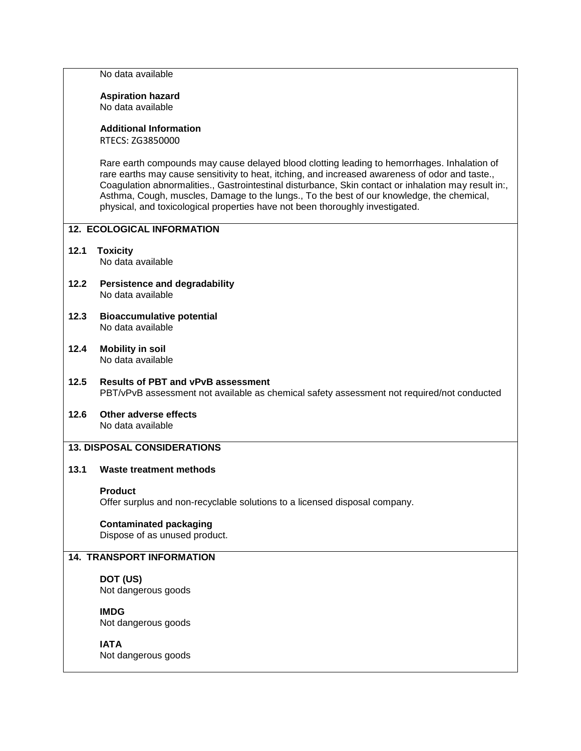No data available

**Aspiration hazard**
No data available

**Additional Information**
RTECS: ZG3850000

Rare earth compounds may cause delayed blood clotting leading to hemorrhages. Inhalation of rare earths may cause sensitivity to heat, itching, and increased awareness of odor and taste., Coagulation abnormalities., Gastrointestinal disturbance, Skin contact or inhalation may result in:, Asthma, Cough, muscles, Damage to the lungs., To the best of our knowledge, the chemical, physical, and toxicological properties have not been thoroughly investigated.

## 12. ECOLOGICAL INFORMATION

**12.1 Toxicity**
No data available

**12.2 Persistence and degradability**
No data available

**12.3 Bioaccumulative potential**
No data available

**12.4 Mobility in soil**
No data available

**12.5 Results of PBT and vPvB assessment**
PBT/vPvB assessment not available as chemical safety assessment not required/not conducted

**12.6 Other adverse effects**
No data available

## 13. DISPOSAL CONSIDERATIONS

**13.1 Waste treatment methods**

**Product**
Offer surplus and non-recyclable solutions to a licensed disposal company.

**Contaminated packaging**
Dispose of as unused product.

## 14. TRANSPORT INFORMATION

**DOT (US)**
Not dangerous goods

**IMDG**
Not dangerous goods

**IATA**
Not dangerous goods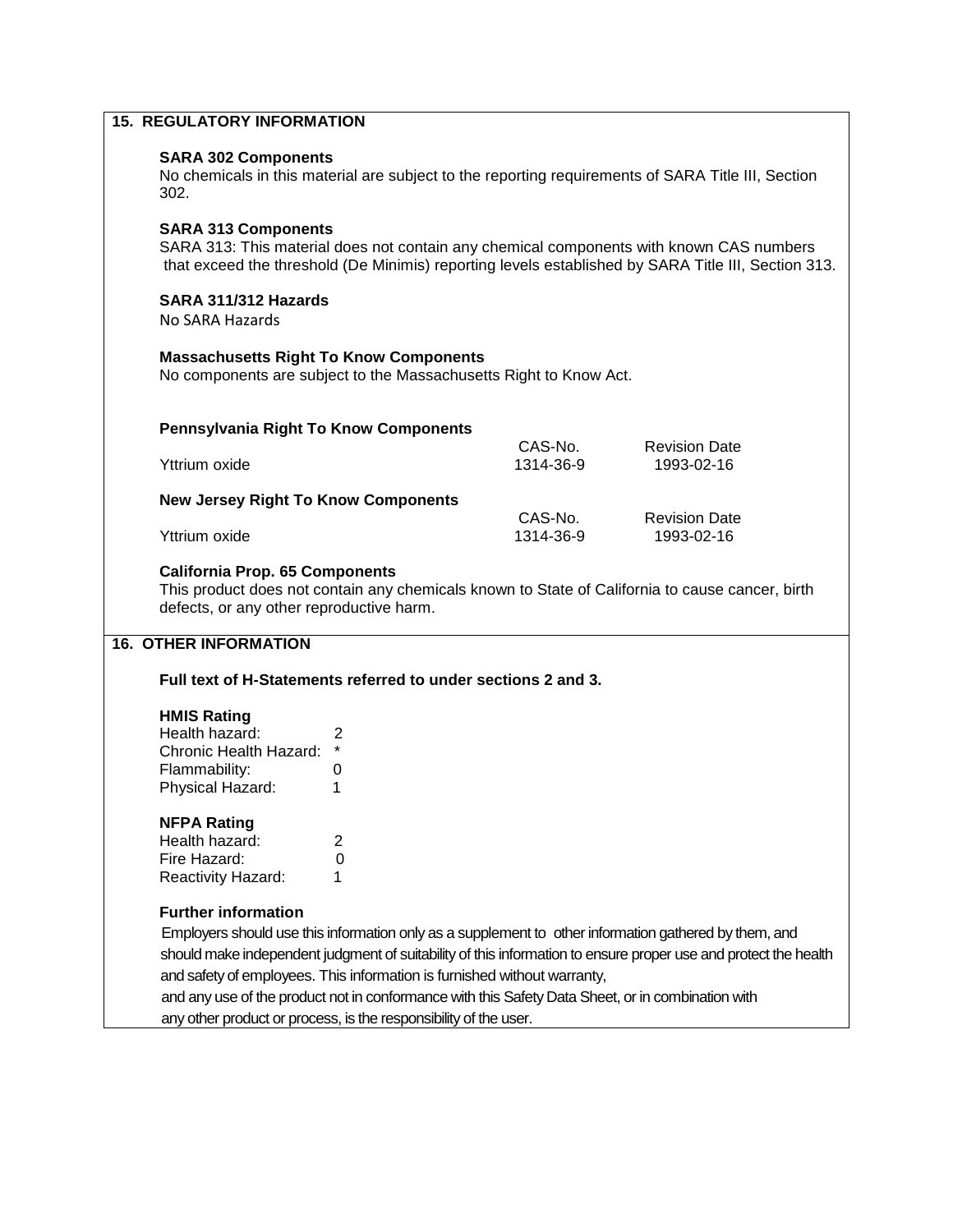## 15. REGULATORY INFORMATION

**SARA 302 Components**

No chemicals in this material are subject to the reporting requirements of SARA Title III, Section 302.

**SARA 313 Components**

SARA 313: This material does not contain any chemical components with known CAS numbers that exceed the threshold (De Minimis) reporting levels established by SARA Title III, Section 313.

**SARA 311/312 Hazards**

No SARA Hazards

**Massachusetts Right To Know Components**

No components are subject to the Massachusetts Right to Know Act.

**Pennsylvania Right To Know Components**

| | CAS-No. | Revision Date |
|---|---|---|
| Yttrium oxide | 1314-36-9 | 1993-02-16 |

**New Jersey Right To Know Components**

| | CAS-No. | Revision Date |
|---|---|---|
| Yttrium oxide | 1314-36-9 | 1993-02-16 |

**California Prop. 65 Components**

This product does not contain any chemicals known to State of California to cause cancer, birth defects, or any other reproductive harm.

## 16. OTHER INFORMATION

**Full text of H-Statements referred to under sections 2 and 3.**

**HMIS Rating**

| | |
|---|---|
| Health hazard: | 2 |
| Chronic Health Hazard: | * |
| Flammability: | 0 |
| Physical Hazard: | 1 |

**NFPA Rating**

| | |
|---|---|
| Health hazard: | 2 |
| Fire Hazard: | 0 |
| Reactivity Hazard: | 1 |

**Further information**

Employers should use this information only as a supplement to other information gathered by them, and should make independent judgment of suitability of this information to ensure proper use and protect the health and safety of employees. This information is furnished without warranty, and any use of the product not in conformance with this Safety Data Sheet, or in combination with any other product or process, is the responsibility of the user.